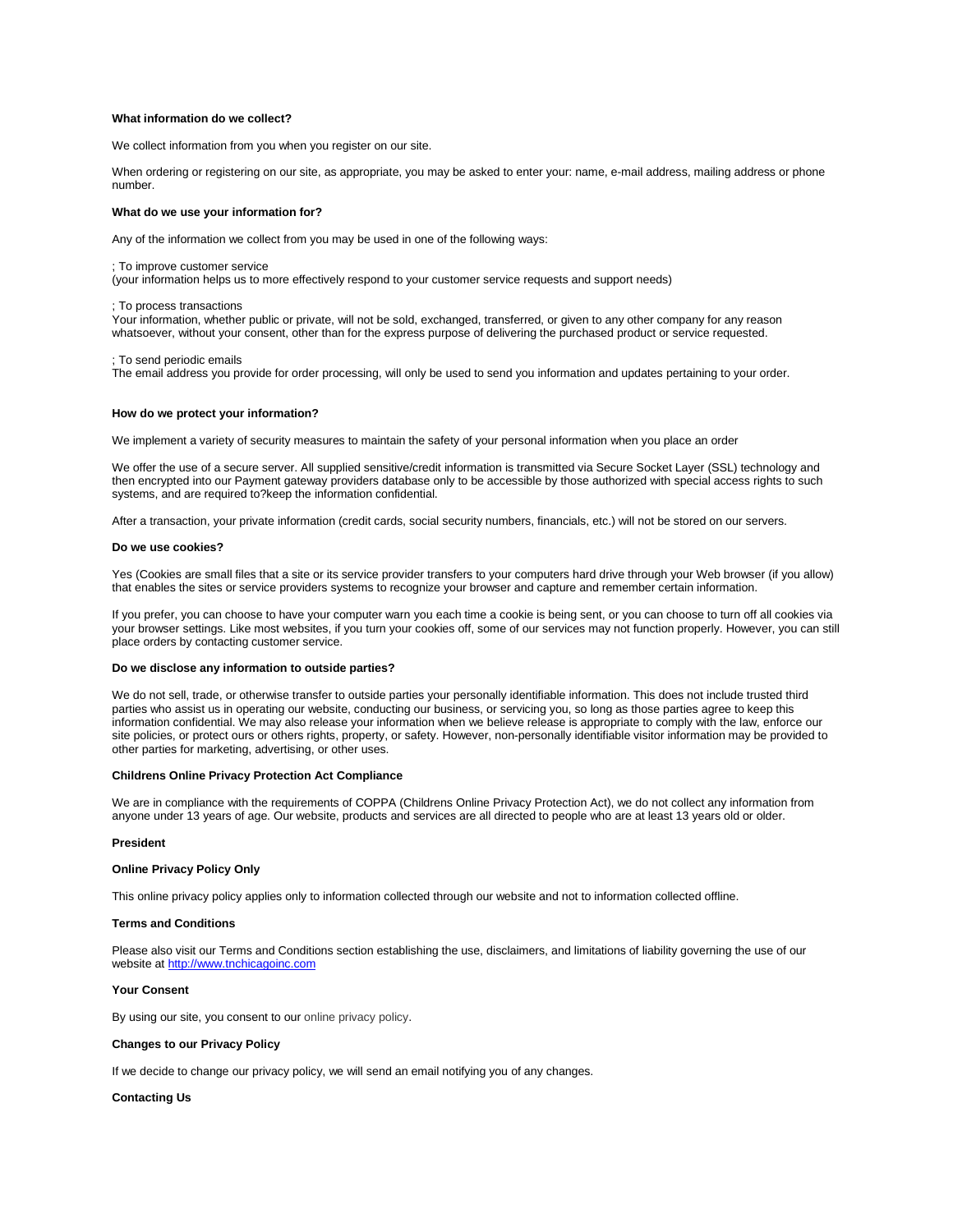**What information do we collect?**

We collect information from you when you register on our site.

When ordering or registering on our site, as appropriate, you may be asked to enter your: name, e-mail address, mailing address or phone number.

**What do we use your information for?**

Any of the information we collect from you may be used in one of the following ways:

; To improve customer service
(your information helps us to more effectively respond to your customer service requests and support needs)

; To process transactions
Your information, whether public or private, will not be sold, exchanged, transferred, or given to any other company for any reason whatsoever, without your consent, other than for the express purpose of delivering the purchased product or service requested.

; To send periodic emails
The email address you provide for order processing, will only be used to send you information and updates pertaining to your order.

**How do we protect your information?**

We implement a variety of security measures to maintain the safety of your personal information when you place an order

We offer the use of a secure server. All supplied sensitive/credit information is transmitted via Secure Socket Layer (SSL) technology and then encrypted into our Payment gateway providers database only to be accessible by those authorized with special access rights to such systems, and are required to?keep the information confidential.

After a transaction, your private information (credit cards, social security numbers, financials, etc.) will not be stored on our servers.

**Do we use cookies?**

Yes (Cookies are small files that a site or its service provider transfers to your computers hard drive through your Web browser (if you allow) that enables the sites or service providers systems to recognize your browser and capture and remember certain information.

If you prefer, you can choose to have your computer warn you each time a cookie is being sent, or you can choose to turn off all cookies via your browser settings. Like most websites, if you turn your cookies off, some of our services may not function properly. However, you can still place orders by contacting customer service.

**Do we disclose any information to outside parties?**

We do not sell, trade, or otherwise transfer to outside parties your personally identifiable information. This does not include trusted third parties who assist us in operating our website, conducting our business, or servicing you, so long as those parties agree to keep this information confidential. We may also release your information when we believe release is appropriate to comply with the law, enforce our site policies, or protect ours or others rights, property, or safety. However, non-personally identifiable visitor information may be provided to other parties for marketing, advertising, or other uses.

**Childrens Online Privacy Protection Act Compliance**

We are in compliance with the requirements of COPPA (Childrens Online Privacy Protection Act), we do not collect any information from anyone under 13 years of age. Our website, products and services are all directed to people who are at least 13 years old or older.

**President**

**Online Privacy Policy Only**

This online privacy policy applies only to information collected through our website and not to information collected offline.

**Terms and Conditions**

Please also visit our Terms and Conditions section establishing the use, disclaimers, and limitations of liability governing the use of our website at [http://www.tnchicagoinc.com](http://www.tnchicagoinc.com)

**Your Consent**

By using our site, you consent to our online privacy policy.

**Changes to our Privacy Policy**

If we decide to change our privacy policy, we will send an email notifying you of any changes.

**Contacting Us**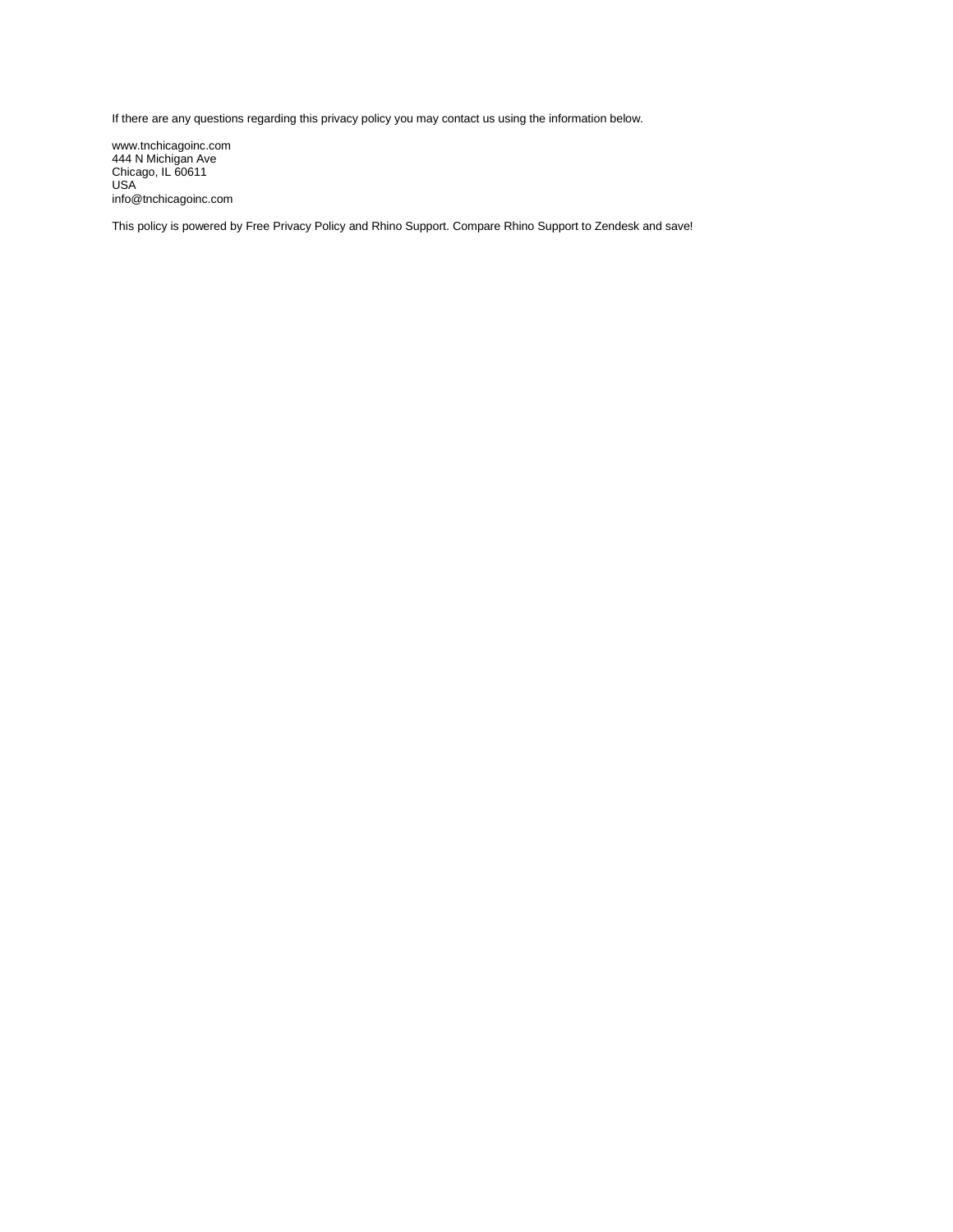If there are any questions regarding this privacy policy you may contact us using the information below.

www.tnchicagoinc.com
444 N Michigan Ave
Chicago, IL 60611
USA
info@tnchicagoinc.com

This policy is powered by Free Privacy Policy and Rhino Support. Compare Rhino Support to Zendesk and save!